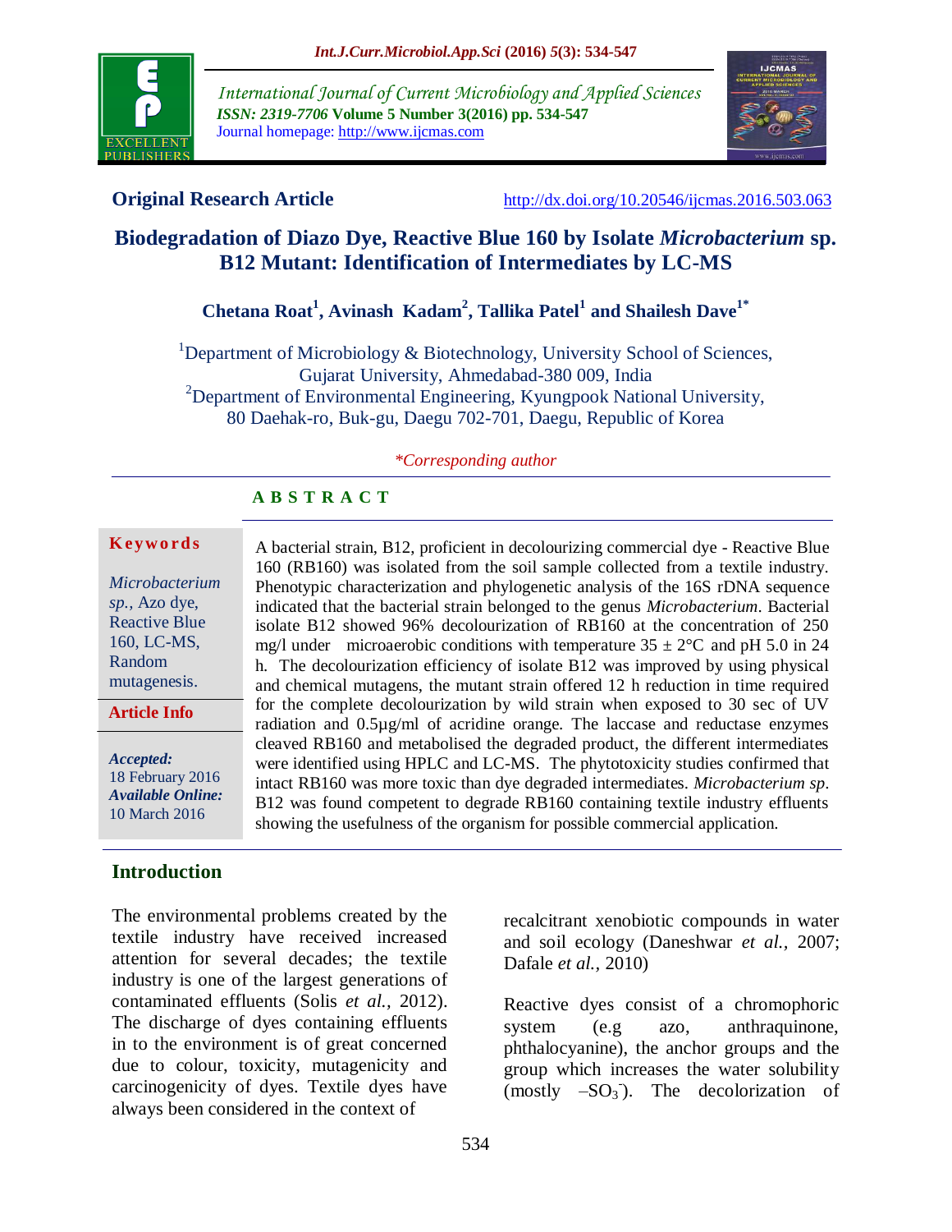**Original Research Article**

http://dx.doi.org/10.20546/ijcmas.2016.503.063

# Biodegradation of Diazo Dye, Reactive Blue 160 by Isolate *Microbacterium* sp. B12 Mutant: Identification of Intermediates by LC-MS

**Chetana Roat[1], Avinash Kadam[2], Tallika Patel[1] and Shailesh Dave[1*]**

[1]Department of Microbiology & Biotechnology, University School of Sciences, Gujarat University, Ahmedabad-380 009, India
[2]Department of Environmental Engineering, Kyungpook National University, 80 Daehak-ro, Buk-gu, Daegu 702-701, Daegu, Republic of Korea

*\*Corresponding author*

## ABSTRACT

**Keywords**

*Microbacterium sp.*, Azo dye, Reactive Blue 160, LC-MS, Random mutagenesis.

**Article Info**

***Accepted:*** 18 February 2016
***Available Online:*** 10 March 2016

A bacterial strain, B12, proficient in decolourizing commercial dye - Reactive Blue 160 (RB160) was isolated from the soil sample collected from a textile industry. Phenotypic characterization and phylogenetic analysis of the 16S rDNA sequence indicated that the bacterial strain belonged to the genus *Microbacterium*. Bacterial isolate B12 showed 96% decolourization of RB160 at the concentration of 250 mg/l under microaerobic conditions with temperature 35 ± 2°C and pH 5.0 in 24 h. The decolourization efficiency of isolate B12 was improved by using physical and chemical mutagens, the mutant strain offered 12 h reduction in time required for the complete decolourization by wild strain when exposed to 30 sec of UV radiation and 0.5µg/ml of acridine orange. The laccase and reductase enzymes cleaved RB160 and metabolised the degraded product, the different intermediates were identified using HPLC and LC-MS. The phytotoxicity studies confirmed that intact RB160 was more toxic than dye degraded intermediates. *Microbacterium sp*. B12 was found competent to degrade RB160 containing textile industry effluents showing the usefulness of the organism for possible commercial application.

## Introduction

The environmental problems created by the textile industry have received increased attention for several decades; the textile industry is one of the largest generations of contaminated effluents (Solis *et al.,* 2012). The discharge of dyes containing effluents in to the environment is of great concerned due to colour, toxicity, mutagenicity and carcinogenicity of dyes. Textile dyes have always been considered in the context of recalcitrant xenobiotic compounds in water and soil ecology (Daneshwar *et al.,* 2007; Dafale *et al.,* 2010)

Reactive dyes consist of a chromophoric system (e.g azo, anthraquinone, phthalocyanine), the anchor groups and the group which increases the water solubility (mostly $-SO_3^-$). The decolorization of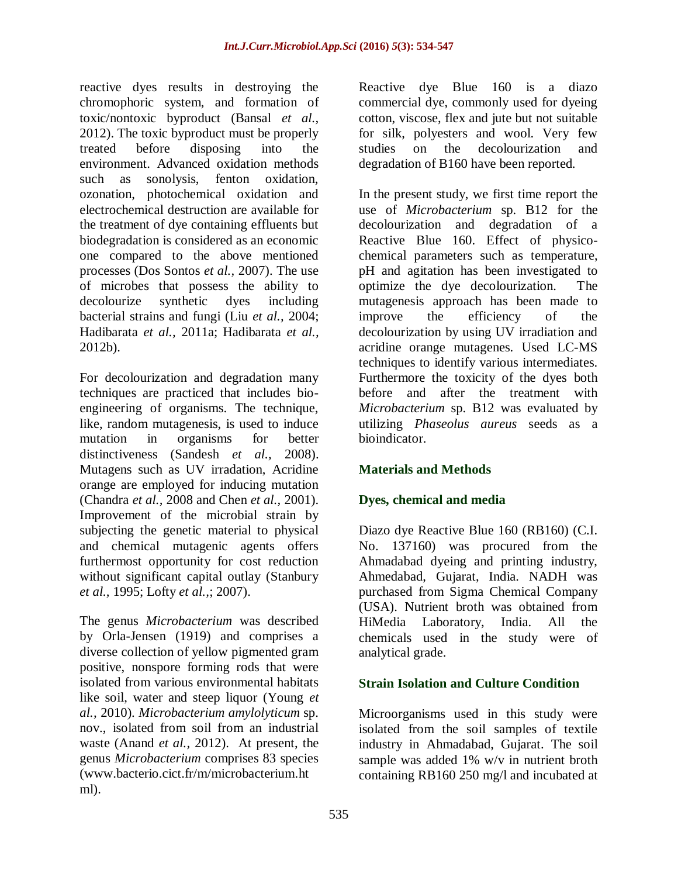reactive dyes results in destroying the chromophoric system, and formation of toxic/nontoxic byproduct (Bansal *et al.,* 2012). The toxic byproduct must be properly treated before disposing into the environment. Advanced oxidation methods such as sonolysis, fenton oxidation, ozonation, photochemical oxidation and electrochemical destruction are available for the treatment of dye containing effluents but biodegradation is considered as an economic one compared to the above mentioned processes (Dos Sontos *et al.,* 2007). The use of microbes that possess the ability to decolourize synthetic dyes including bacterial strains and fungi (Liu *et al.,* 2004; Hadibarata *et al.,* 2011a; Hadibarata *et al.,* 2012b).

For decolourization and degradation many techniques are practiced that includes bio-engineering of organisms. The technique, like, random mutagenesis, is used to induce mutation in organisms for better distinctiveness (Sandesh *et al.,* 2008). Mutagens such as UV irradation, Acridine orange are employed for inducing mutation (Chandra *et al.*, 2008 and Chen *et al.*, 2001). Improvement of the microbial strain by subjecting the genetic material to physical and chemical mutagenic agents offers furthermost opportunity for cost reduction without significant capital outlay (Stanbury *et al.,* 1995; Lofty *et al.,*; 2007).

The genus *Microbacterium* was described by Orla-Jensen (1919) and comprises a diverse collection of yellow pigmented gram positive, nonspore forming rods that were isolated from various environmental habitats like soil, water and steep liquor (Young *et al.,* 2010). *Microbacterium amylolyticum* sp. nov., isolated from soil from an industrial waste (Anand *et al.,* 2012). At present, the genus *Microbacterium* comprises 83 species (www.bacterio.cict.fr/m/microbacterium.html).

Reactive dye Blue 160 is a diazo commercial dye, commonly used for dyeing cotton, viscose, flex and jute but not suitable for silk, polyesters and wool. Very few studies on the decolourization and degradation of B160 have been reported.

In the present study, we first time report the use of *Microbacterium* sp. B12 for the decolourization and degradation of a Reactive Blue 160. Effect of physico-chemical parameters such as temperature, pH and agitation has been investigated to optimize the dye decolourization. The mutagenesis approach has been made to improve the efficiency of the decolourization by using UV irradiation and acridine orange mutagenes. Used LC-MS techniques to identify various intermediates. Furthermore the toxicity of the dyes both before and after the treatment with *Microbacterium* sp. B12 was evaluated by utilizing *Phaseolus aureus* seeds as a bioindicator.

## Materials and Methods

### Dyes, chemical and media

Diazo dye Reactive Blue 160 (RB160) (C.I. No. 137160) was procured from the Ahmadabad dyeing and printing industry, Ahmedabad, Gujarat, India. NADH was purchased from Sigma Chemical Company (USA). Nutrient broth was obtained from HiMedia Laboratory, India. All the chemicals used in the study were of analytical grade.

### Strain Isolation and Culture Condition

Microorganisms used in this study were isolated from the soil samples of textile industry in Ahmadabad, Gujarat. The soil sample was added 1% w/v in nutrient broth containing RB160 250 mg/l and incubated at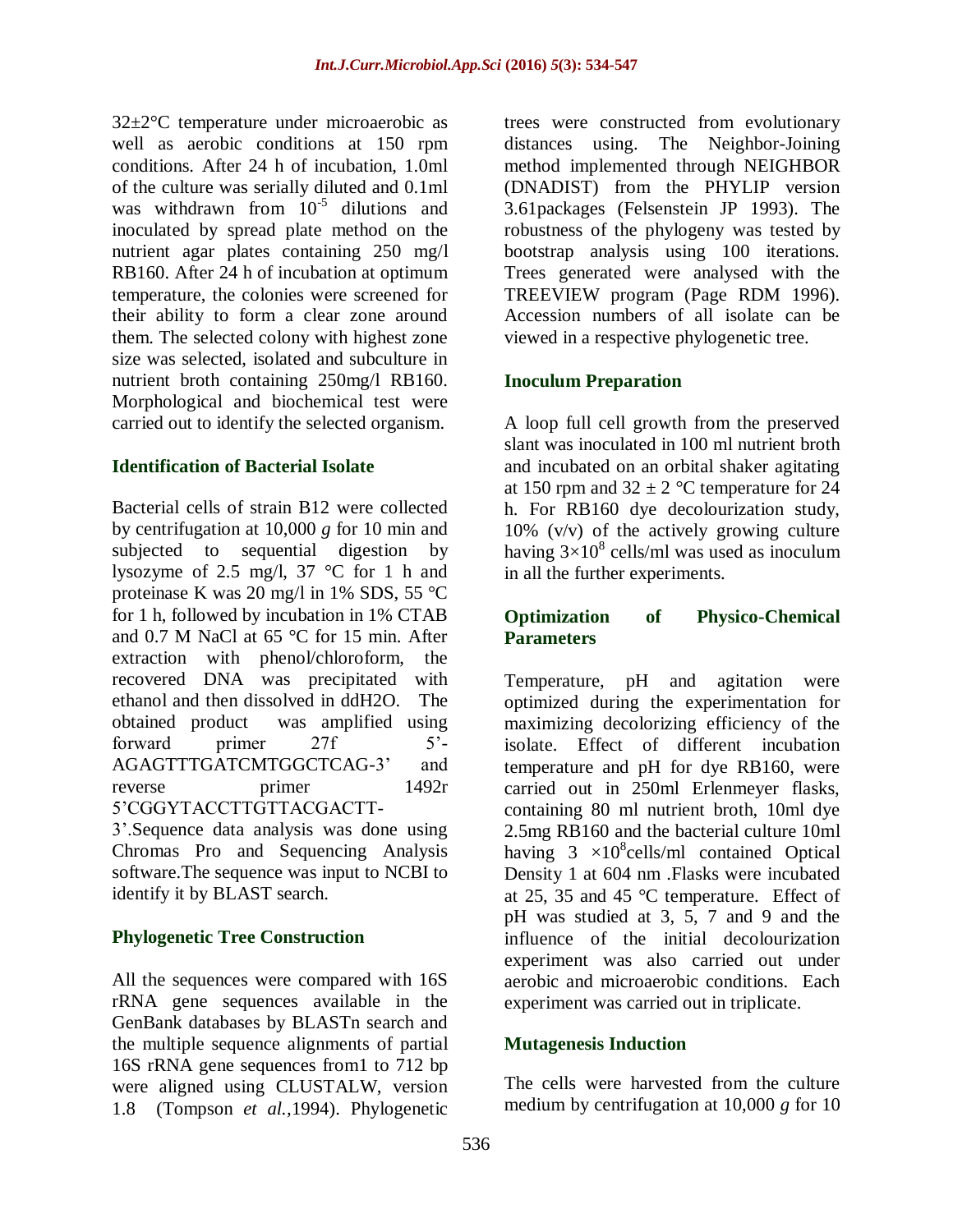32±2°C temperature under microaerobic as well as aerobic conditions at 150 rpm conditions. After 24 h of incubation, 1.0ml of the culture was serially diluted and 0.1ml was withdrawn from $10^{-5}$ dilutions and inoculated by spread plate method on the nutrient agar plates containing 250 mg/l RB160. After 24 h of incubation at optimum temperature, the colonies were screened for their ability to form a clear zone around them. The selected colony with highest zone size was selected, isolated and subculture in nutrient broth containing 250mg/l RB160. Morphological and biochemical test were carried out to identify the selected organism.

### Identification of Bacterial Isolate

Bacterial cells of strain B12 were collected by centrifugation at 10,000 *g* for 10 min and subjected to sequential digestion by lysozyme of 2.5 mg/l, 37 °C for 1 h and proteinase K was 20 mg/l in 1% SDS, 55 °C for 1 h, followed by incubation in 1% CTAB and 0.7 M NaCl at 65 °C for 15 min. After extraction with phenol/chloroform, the recovered DNA was precipitated with ethanol and then dissolved in ddH2O. The obtained product was amplified using forward primer 27f 5'-AGAGTTTGATCMTGGCTCAG-3' and reverse primer 1492r 5'CGGYTACCTTGTTACGACTT-3'.Sequence data analysis was done using Chromas Pro and Sequencing Analysis software.The sequence was input to NCBI to identify it by BLAST search.

### Phylogenetic Tree Construction

All the sequences were compared with 16S rRNA gene sequences available in the GenBank databases by BLASTn search and the multiple sequence alignments of partial 16S rRNA gene sequences from1 to 712 bp were aligned using CLUSTALW, version 1.8 (Tompson *et al.*,1994). Phylogenetic trees were constructed from evolutionary distances using. The Neighbor-Joining method implemented through NEIGHBOR (DNADIST) from the PHYLIP version 3.61packages (Felsenstein JP 1993). The robustness of the phylogeny was tested by bootstrap analysis using 100 iterations. Trees generated were analysed with the TREEVIEW program (Page RDM 1996). Accession numbers of all isolate can be viewed in a respective phylogenetic tree.

### Inoculum Preparation

A loop full cell growth from the preserved slant was inoculated in 100 ml nutrient broth and incubated on an orbital shaker agitating at 150 rpm and 32 ± 2 °C temperature for 24 h. For RB160 dye decolourization study, 10% (v/v) of the actively growing culture having $3\times10^{8}$ cells/ml was used as inoculum in all the further experiments.

### Optimization of Physico-Chemical Parameters

Temperature, pH and agitation were optimized during the experimentation for maximizing decolorizing efficiency of the isolate. Effect of different incubation temperature and pH for dye RB160, were carried out in 250ml Erlenmeyer flasks, containing 80 ml nutrient broth, 10ml dye 2.5mg RB160 and the bacterial culture 10ml having $3\times10^{8}$cells/ml contained Optical Density 1 at 604 nm .Flasks were incubated at 25, 35 and 45 °C temperature. Effect of pH was studied at 3, 5, 7 and 9 and the influence of the initial decolourization experiment was also carried out under aerobic and microaerobic conditions. Each experiment was carried out in triplicate.

### Mutagenesis Induction

The cells were harvested from the culture medium by centrifugation at 10,000 *g* for 10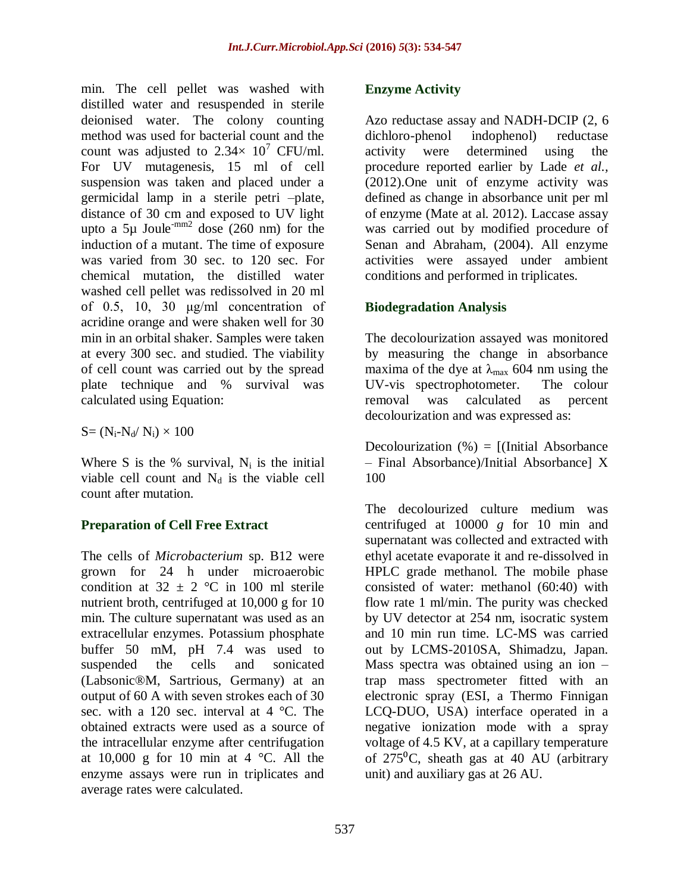min. The cell pellet was washed with distilled water and resuspended in sterile deionised water. The colony counting method was used for bacterial count and the count was adjusted to $2.34\times 10^{7}$ CFU/ml. For UV mutagenesis, 15 ml of cell suspension was taken and placed under a germicidal lamp in a sterile petri –plate, distance of 30 cm and exposed to UV light upto a 5µ Joule$^{-mm2}$ dose (260 nm) for the induction of a mutant. The time of exposure was varied from 30 sec. to 120 sec. For chemical mutation, the distilled water washed cell pellet was redissolved in 20 ml of 0.5, 10, 30 µg/ml concentration of acridine orange and were shaken well for 30 min in an orbital shaker. Samples were taken at every 300 sec. and studied. The viability of cell count was carried out by the spread plate technique and % survival was calculated using Equation:

$$S= (N_i-N_d/ N_i) \times 100$$

Where S is the % survival, $N_i$ is the initial viable cell count and $N_d$ is the viable cell count after mutation.

## Preparation of Cell Free Extract

The cells of *Microbacterium* sp. B12 were grown for 24 h under microaerobic condition at 32 ± 2 °C in 100 ml sterile nutrient broth, centrifuged at 10,000 g for 10 min. The culture supernatant was used as an extracellular enzymes. Potassium phosphate buffer 50 mM, pH 7.4 was used to suspended the cells and sonicated (Labsonic®M, Sartrious, Germany) at an output of 60 A with seven strokes each of 30 sec. with a 120 sec. interval at 4 °C. The obtained extracts were used as a source of the intracellular enzyme after centrifugation at 10,000 g for 10 min at 4 °C. All the enzyme assays were run in triplicates and average rates were calculated.

## Enzyme Activity

Azo reductase assay and NADH-DCIP (2, 6 dichloro-phenol indophenol) reductase activity were determined using the procedure reported earlier by Lade *et al.,* (2012).One unit of enzyme activity was defined as change in absorbance unit per ml of enzyme (Mate at al. 2012). Laccase assay was carried out by modified procedure of Senan and Abraham, (2004). All enzyme activities were assayed under ambient conditions and performed in triplicates.

## Biodegradation Analysis

The decolourization assayed was monitored by measuring the change in absorbance maxima of the dye at $\lambda_{max}$ 604 nm using the UV-vis spectrophotometer. The colour removal was calculated as percent decolourization and was expressed as:

Decolourization (%) = [(Initial Absorbance – Final Absorbance)/Initial Absorbance] X 100

The decolourized culture medium was centrifuged at 10000 *g* for 10 min and supernatant was collected and extracted with ethyl acetate evaporate it and re-dissolved in HPLC grade methanol. The mobile phase consisted of water: methanol (60:40) with flow rate 1 ml/min. The purity was checked by UV detector at 254 nm, isocratic system and 10 min run time. LC-MS was carried out by LCMS-2010SA, Shimadzu, Japan. Mass spectra was obtained using an ion –trap mass spectrometer fitted with an electronic spray (ESI, a Thermo Finnigan LCQ-DUO, USA) interface operated in a negative ionization mode with a spray voltage of 4.5 KV, at a capillary temperature of $275^{0}$C, sheath gas at 40 AU (arbitrary unit) and auxiliary gas at 26 AU.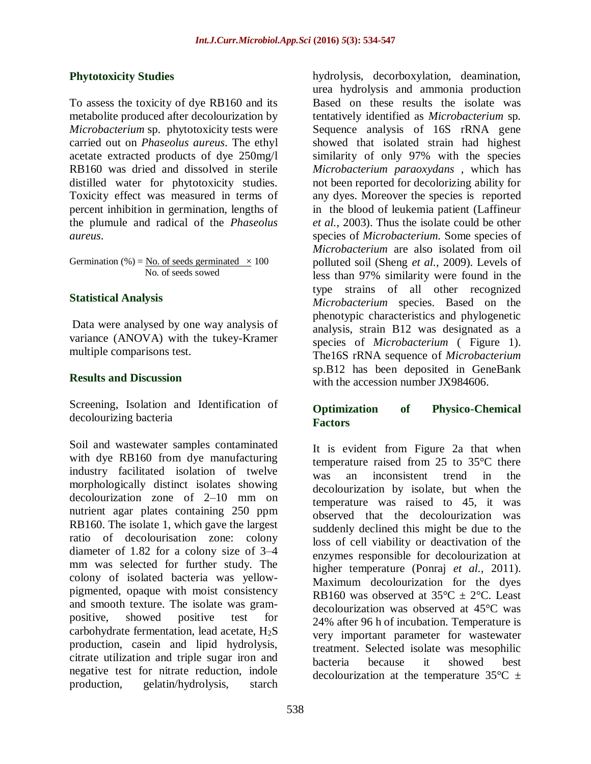## Phytotoxicity Studies

To assess the toxicity of dye RB160 and its metabolite produced after decolourization by *Microbacterium* sp. phytotoxicity tests were carried out on *Phaseolus aureus*. The ethyl acetate extracted products of dye 250mg/l RB160 was dried and dissolved in sterile distilled water for phytotoxicity studies. Toxicity effect was measured in terms of percent inhibition in germination, lengths of the plumule and radical of the *Phaseolus aureus*.

$$\text{Germination (\%)} = \frac{\text{No. of seeds germinated}}{\text{No. of seeds sowed}} \times 100$$

## Statistical Analysis

Data were analysed by one way analysis of variance (ANOVA) with the tukey-Kramer multiple comparisons test.

## Results and Discussion

Screening, Isolation and Identification of decolourizing bacteria

Soil and wastewater samples contaminated with dye RB160 from dye manufacturing industry facilitated isolation of twelve morphologically distinct isolates showing decolourization zone of 2–10 mm on nutrient agar plates containing 250 ppm RB160. The isolate 1, which gave the largest ratio of decolourisation zone: colony diameter of 1.82 for a colony size of 3–4 mm was selected for further study. The colony of isolated bacteria was yellow-pigmented, opaque with moist consistency and smooth texture. The isolate was gram-positive, showed positive test for carbohydrate fermentation, lead acetate, $H_2S$ production, casein and lipid hydrolysis, citrate utilization and triple sugar iron and negative test for nitrate reduction, indole production, gelatin/hydrolysis, starch hydrolysis, decorboxylation, deamination, urea hydrolysis and ammonia production Based on these results the isolate was tentatively identified as *Microbacterium* sp. Sequence analysis of 16S rRNA gene showed that isolated strain had highest similarity of only 97% with the species *Microbacterium paraoxydans* , which has not been reported for decolorizing ability for any dyes. Moreover the species is reported in the blood of leukemia patient (Laffineur *et al.,* 2003). Thus the isolate could be other species of *Microbacterium.* Some species of *Microbacterium* are also isolated from oil polluted soil (Sheng *et al.,* 2009). Levels of less than 97% similarity were found in the type strains of all other recognized *Microbacterium* species. Based on the phenotypic characteristics and phylogenetic analysis, strain B12 was designated as a species of *Microbacterium* ( Figure 1). The16S rRNA sequence of *Microbacterium* sp.B12 has been deposited in GeneBank with the accession number JX984606.

## Optimization of Physico-Chemical Factors

It is evident from Figure 2a that when temperature raised from 25 to 35°C there was an inconsistent trend in the decolourization by isolate, but when the temperature was raised to 45, it was observed that the decolourization was suddenly declined this might be due to the loss of cell viability or deactivation of the enzymes responsible for decolourization at higher temperature (Ponraj *et al.,* 2011). Maximum decolourization for the dyes RB160 was observed at 35°C ± 2°C. Least decolourization was observed at 45°C was 24% after 96 h of incubation. Temperature is very important parameter for wastewater treatment. Selected isolate was mesophilic bacteria because it showed best decolourization at the temperature 35°C ±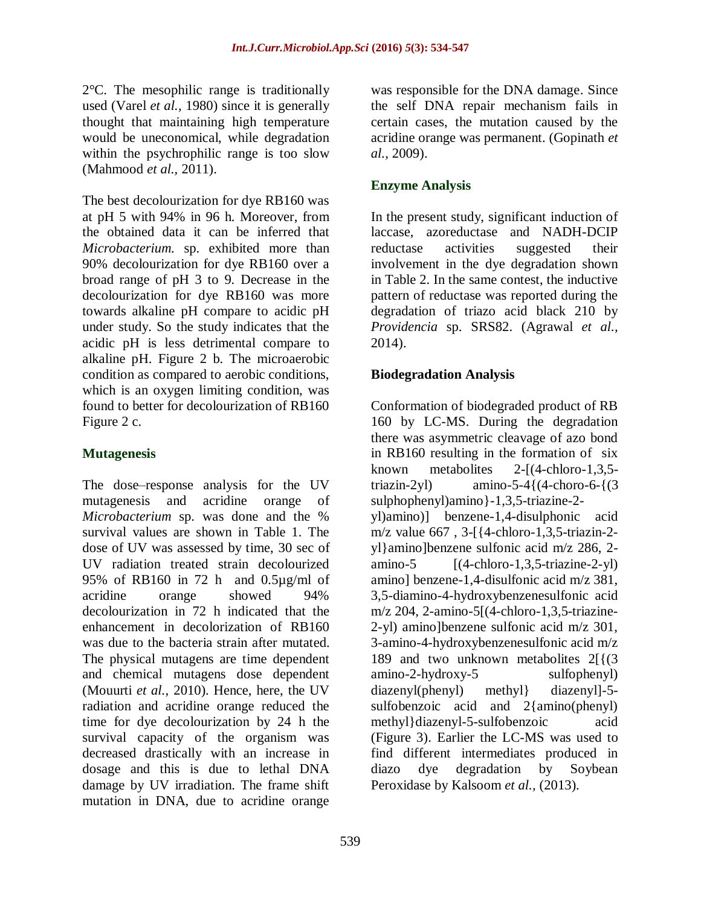2°C. The mesophilic range is traditionally used (Varel *et al.,* 1980) since it is generally thought that maintaining high temperature would be uneconomical, while degradation within the psychrophilic range is too slow (Mahmood *et al.,* 2011).

The best decolourization for dye RB160 was at pH 5 with 94% in 96 h. Moreover, from the obtained data it can be inferred that *Microbacterium.* sp. exhibited more than 90% decolourization for dye RB160 over a broad range of pH 3 to 9. Decrease in the decolourization for dye RB160 was more towards alkaline pH compare to acidic pH under study. So the study indicates that the acidic pH is less detrimental compare to alkaline pH. Figure 2 b. The microaerobic condition as compared to aerobic conditions, which is an oxygen limiting condition, was found to better for decolourization of RB160 Figure 2 c.

## Mutagenesis

The dose–response analysis for the UV mutagenesis and acridine orange of *Microbacterium* sp. was done and the % survival values are shown in Table 1. The dose of UV was assessed by time, 30 sec of UV radiation treated strain decolourized 95% of RB160 in 72 h and 0.5µg/ml of acridine orange showed 94% decolourization in 72 h indicated that the enhancement in decolorization of RB160 was due to the bacteria strain after mutated. The physical mutagens are time dependent and chemical mutagens dose dependent (Mouurti *et al.,* 2010). Hence, here, the UV radiation and acridine orange reduced the time for dye decolourization by 24 h the survival capacity of the organism was decreased drastically with an increase in dosage and this is due to lethal DNA damage by UV irradiation. The frame shift mutation in DNA, due to acridine orange was responsible for the DNA damage. Since the self DNA repair mechanism fails in certain cases, the mutation caused by the acridine orange was permanent. (Gopinath *et al.,* 2009).

## Enzyme Analysis

In the present study, significant induction of laccase, azoreductase and NADH-DCIP reductase activities suggested their involvement in the dye degradation shown in Table 2. In the same contest, the inductive pattern of reductase was reported during the degradation of triazo acid black 210 by *Providencia* sp. SRS82. (Agrawal *et al.,* 2014).

## Biodegradation Analysis

Conformation of biodegraded product of RB 160 by LC-MS. During the degradation there was asymmetric cleavage of azo bond in RB160 resulting in the formation of six known metabolites 2-[(4-chloro-1,3,5-triazin-2yl) amino-5-4{(4-choro-6-{(3 sulphophenyl)amino}-1,3,5-triazine-2-yl)amino)] benzene-1,4-disulphonic acid m/z value 667 , 3-[{4-chloro-1,3,5-triazin-2-yl}amino]benzene sulfonic acid m/z 286, 2-amino-5 [(4-chloro-1,3,5-triazine-2-yl) amino] benzene-1,4-disulfonic acid m/z 381, 3,5-diamino-4-hydroxybenzenesulfonic acid m/z 204, 2-amino-5[(4-chloro-1,3,5-triazine-2-yl) amino]benzene sulfonic acid m/z 301, 3-amino-4-hydroxybenzenesulfonic acid m/z 189 and two unknown metabolites 2[{(3 amino-2-hydroxy-5 sulfophenyl) diazenyl(phenyl) methyl} diazenyl]-5-sulfobenzoic acid and 2{amino(phenyl) methyl}diazenyl-5-sulfobenzoic acid (Figure 3). Earlier the LC-MS was used to find different intermediates produced in diazo dye degradation by Soybean Peroxidase by Kalsoom *et al.,* (2013).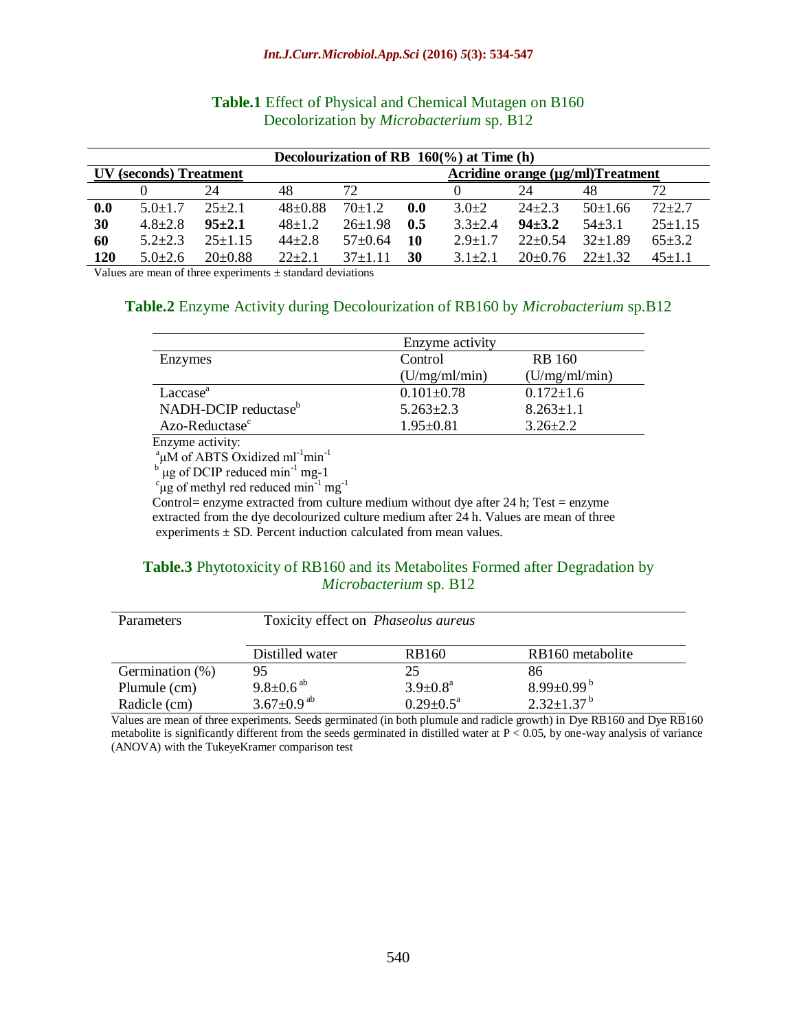**Table.1** Effect of Physical and Chemical Mutagen on B160 Decolorization by *Microbacterium* sp. B12

| Decolourization of RB 160(%) at Time (h) | | | | | | | | | |
|---|---|---|---|---|---|---|---|---|---|
| **UV (seconds) Treatment** | | | | | **Acridine orange (µg/ml)Treatment** | | | | |
| | 0 | 24 | 48 | 72 | | 0 | 24 | 48 | 72 |
| **0.0** | 5.0±1.7 | 25±2.1 | 48±0.88 | 70±1.2 | **0.0** | 3.0±2 | 24±2.3 | 50±1.66 | 72±2.7 |
| **30** | 4.8±2.8 | **95±2.1** | 48±1.2 | 26±1.98 | **0.5** | 3.3±2.4 | **94±3.2** | 54±3.1 | 25±1.15 |
| **60** | 5.2±2.3 | 25±1.15 | 44±2.8 | 57±0.64 | **10** | 2.9±1.7 | 22±0.54 | 32±1.89 | 65±3.2 |
| **120** | 5.0±2.6 | 20±0.88 | 22±2.1 | 37±1.11 | **30** | 3.1±2.1 | 20±0.76 | 22±1.32 | 45±1.1 |

Values are mean of three experiments ± standard deviations

**Table.2** Enzyme Activity during Decolourization of RB160 by *Microbacterium* sp.B12

| | Enzyme activity | |
|---|---|---|
| Enzymes | Control (U/mg/ml/min) | RB 160 (U/mg/ml/min) |
| Laccase[a] | 0.101±0.78 | 0.172±1.6 |
| NADH-DCIP reductase[b] | 5.263±2.3 | 8.263±1.1 |
| Azo-Reductase[c] | 1.95±0.81 | 3.26±2.2 |

Enzyme activity:

[a] µM of ABTS Oxidized $ml^{-1}min^{-1}$

[b] µg of DCIP reduced $min^{-1}$ mg-1

[c] µg of methyl red reduced $min^{-1}$ $mg^{-1}$

Control= enzyme extracted from culture medium without dye after 24 h; Test = enzyme extracted from the dye decolourized culture medium after 24 h. Values are mean of three experiments ± SD. Percent induction calculated from mean values.

**Table.3** Phytotoxicity of RB160 and its Metabolites Formed after Degradation by *Microbacterium* sp. B12

| Parameters | Toxicity effect on *Phaseolus aureus* | | |
|---|---|---|---|
| | Distilled water | RB160 | RB160 metabolite |
| Germination (%) | 95 | 25 | 86 |
| Plumule (cm) | 9.8±0.6 [ab] | 3.9±0.8[a] | 8.99±0.99 [b] |
| Radicle (cm) | 3.67±0.9 [ab] | 0.29±0.5[a] | 2.32±1.37 [b] |

Values are mean of three experiments. Seeds germinated (in both plumule and radicle growth) in Dye RB160 and Dye RB160 metabolite is significantly different from the seeds germinated in distilled water at $P < 0.05$, by one-way analysis of variance (ANOVA) with the TukeyeKramer comparison test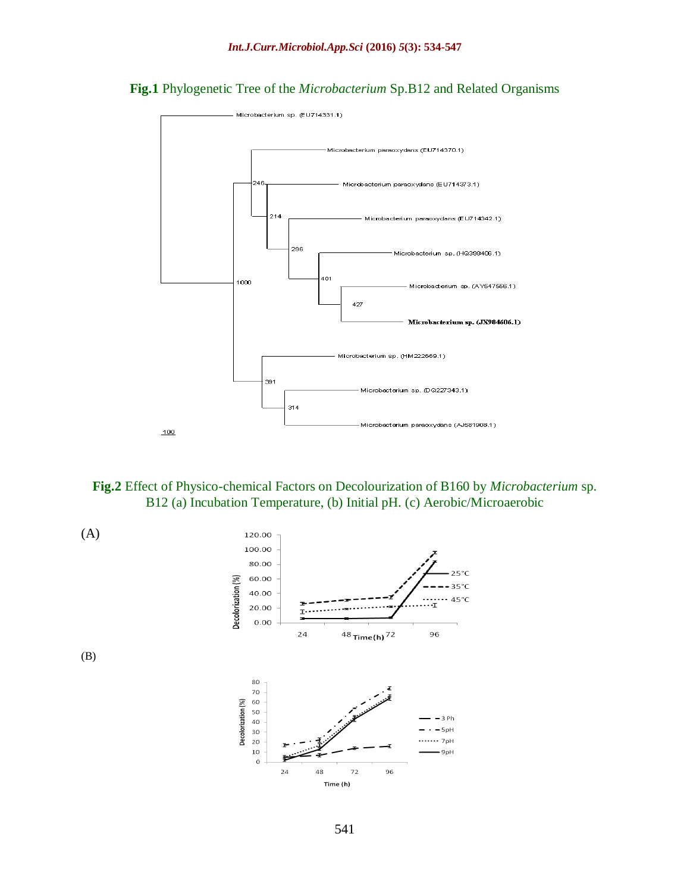**Fig.1** Phylogenetic Tree of the *Microbacterium* Sp.B12 and Related Organisms

**Fig.2** Effect of Physico-chemical Factors on Decolourization of B160 by *Microbacterium* sp. B12 (a) Incubation Temperature, (b) Initial pH. (c) Aerobic/Microaerobic

(A)

(B)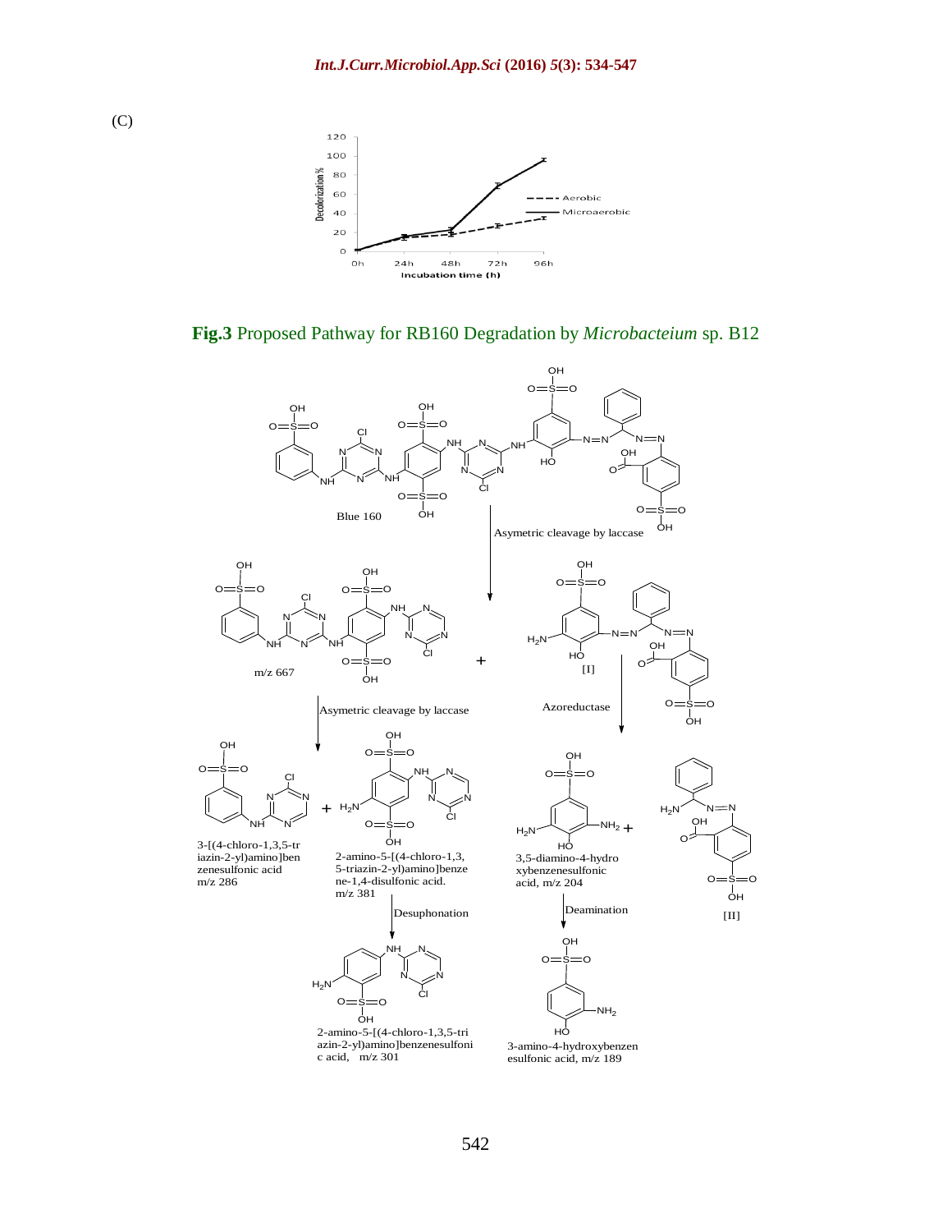(C)

Fig.3 Proposed Pathway for RB160 Degradation by *Microbacteium* sp. B12

Blue 160

Asymetric cleavage by laccase

m/z 667

[I]

Asymetric cleavage by laccase

Azoreductase

3-[(4-chloro-1,3,5-triazin-2-yl)amino]benzenesulfonic acid m/z 286

2-amino-5-[(4-chloro-1,3,5-triazin-2-yl)amino]benzene-1,4-disulfonic acid. m/z 381

3,5-diamino-4-hydroxybenzenesulfonic acid, m/z 204

[II]

Desuphonation

Deamination

2-amino-5-[(4-chloro-1,3,5-triazin-2-yl)amino]benzenesulfonic acid, m/z 301

3-amino-4-hydroxybenzenesulfonic acid, m/z 189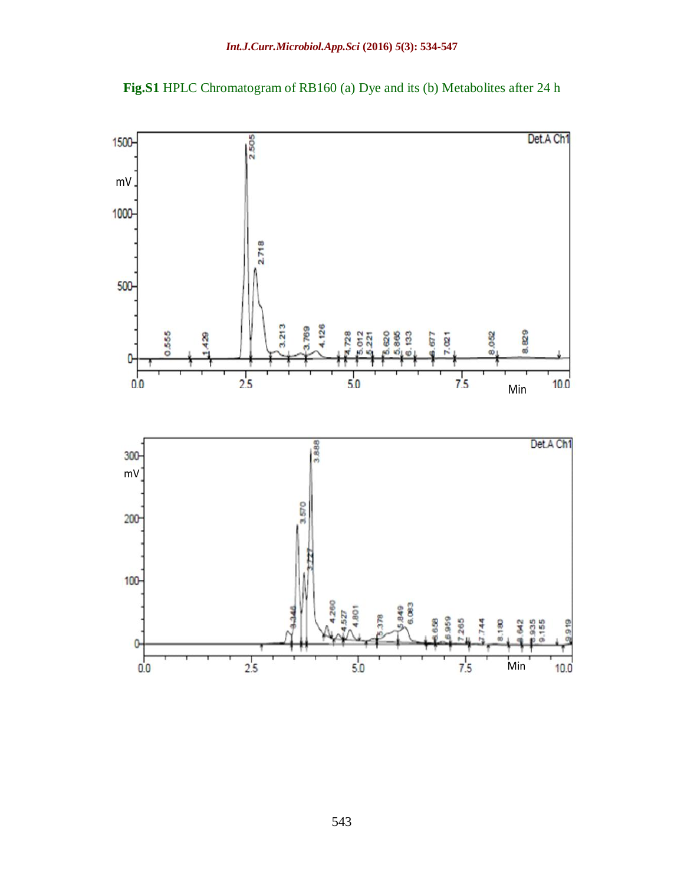**Fig.S1** HPLC Chromatogram of RB160 (a) Dye and its (b) Metabolites after 24 h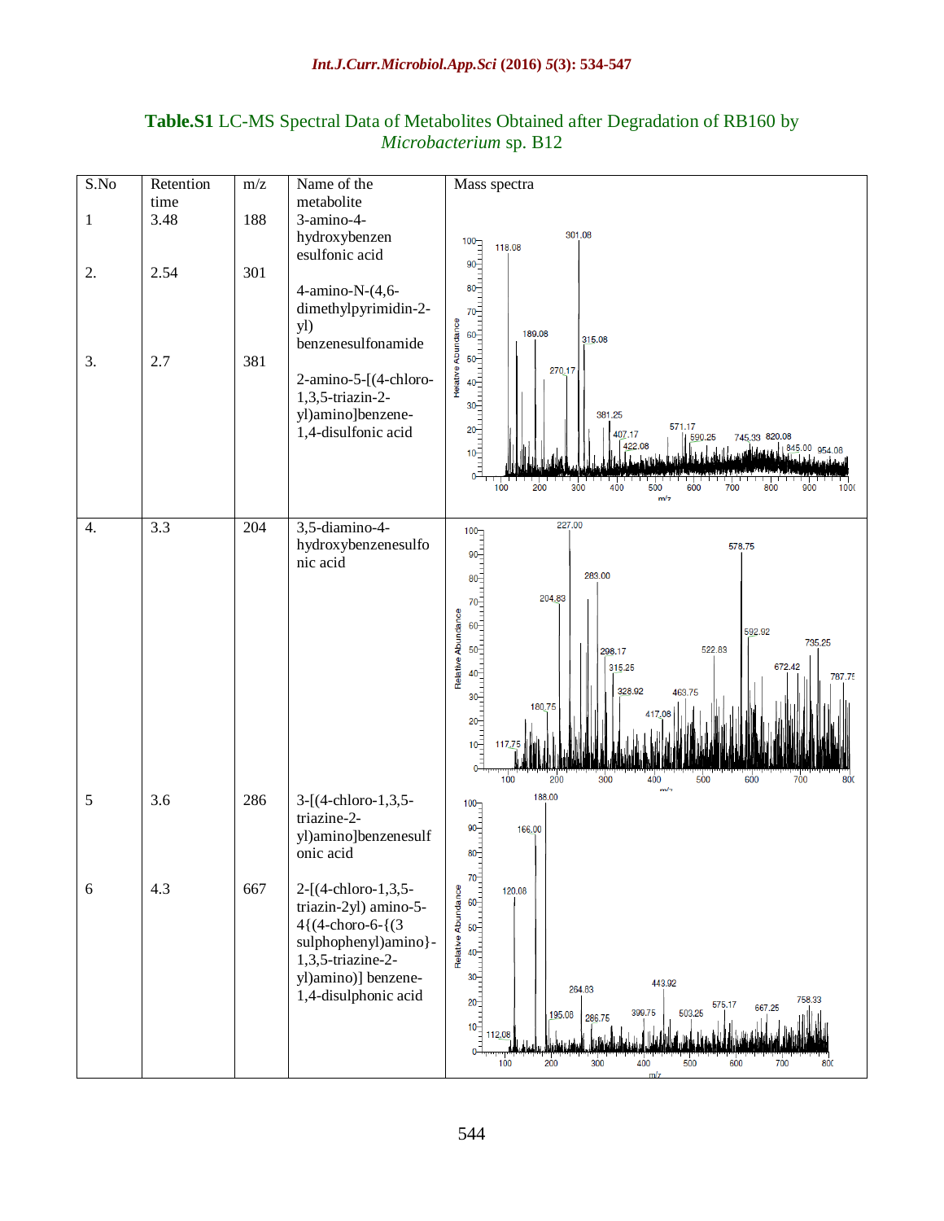**Table.S1** LC-MS Spectral Data of Metabolites Obtained after Degradation of RB160 by *Microbacterium* sp. B12

| S.No | Retention time | m/z | Name of the metabolite | Mass spectra |
|---|---|---|---|---|
| 1 | 3.48 | 188 | 3-amino-4-hydroxybenzenesulfonic acid | |
| 2. | 2.54 | 301 | 4-amino-N-(4,6-dimethylpyrimidin-2-yl) benzenesulfonamide | |
| 3. | 2.7 | 381 | 2-amino-5-[(4-chloro-1,3,5-triazin-2-yl)amino]benzene-1,4-disulfonic acid | |
| 4. | 3.3 | 204 | 3,5-diamino-4-hydroxybenzenesulfonic acid | |
| 5 | 3.6 | 286 | 3-[(4-chloro-1,3,5-triazine-2-yl)amino]benzenesulfonic acid | |
| 6 | 4.3 | 667 | 2-[(4-chloro-1,3,5-triazin-2yl) amino-5-4{(4-choro-6-{(3 sulphophenyl)amino}-1,3,5-triazine-2-yl)amino)] benzene-1,4-disulphonic acid | |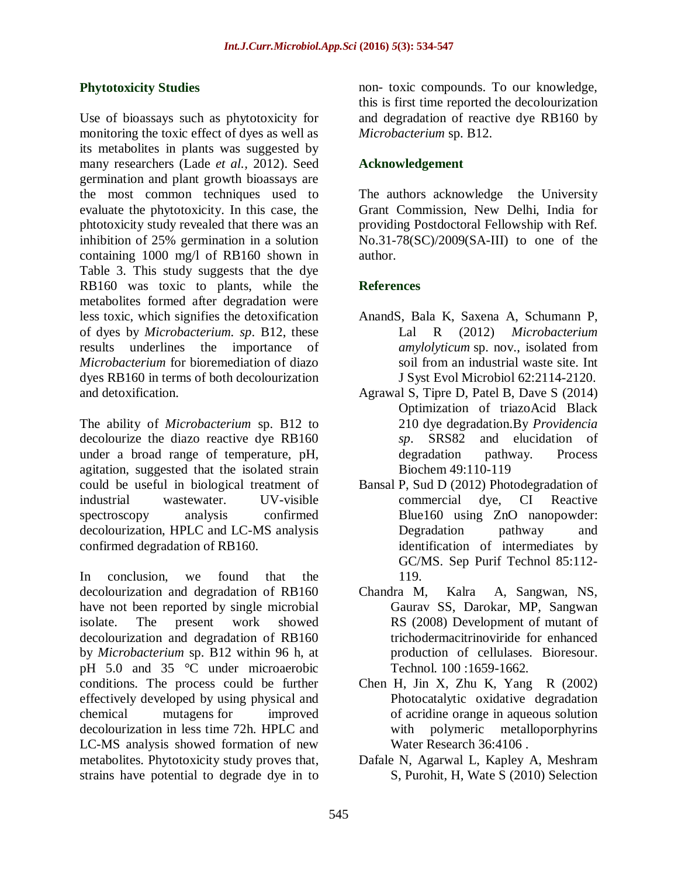### Phytotoxicity Studies

Use of bioassays such as phytotoxicity for monitoring the toxic effect of dyes as well as its metabolites in plants was suggested by many researchers (Lade *et al.,* 2012). Seed germination and plant growth bioassays are the most common techniques used to evaluate the phytotoxicity. In this case, the phtotoxicity study revealed that there was an inhibition of 25% germination in a solution containing 1000 mg/l of RB160 shown in Table 3. This study suggests that the dye RB160 was toxic to plants, while the metabolites formed after degradation were less toxic, which signifies the detoxification of dyes by *Microbacterium. sp*. B12, these results underlines the importance of *Microbacterium* for bioremediation of diazo dyes RB160 in terms of both decolourization and detoxification.

The ability of *Microbacterium* sp. B12 to decolourize the diazo reactive dye RB160 under a broad range of temperature, pH, agitation, suggested that the isolated strain could be useful in biological treatment of industrial wastewater. UV-visible spectroscopy analysis confirmed decolourization, HPLC and LC-MS analysis confirmed degradation of RB160.

In conclusion, we found that the decolourization and degradation of RB160 have not been reported by single microbial isolate. The present work showed decolourization and degradation of RB160 by *Microbacterium* sp. B12 within 96 h, at pH 5.0 and 35 °C under microaerobic conditions. The process could be further effectively developed by using physical and chemical mutagens for improved decolourization in less time 72h. HPLC and LC-MS analysis showed formation of new metabolites. Phytotoxicity study proves that, strains have potential to degrade dye in to non- toxic compounds. To our knowledge, this is first time reported the decolourization and degradation of reactive dye RB160 by *Microbacterium* sp. B12.

### Acknowledgement

The authors acknowledge the University Grant Commission, New Delhi, India for providing Postdoctoral Fellowship with Ref. No.31-78(SC)/2009(SA-III) to one of the author.

### References

- AnandS, Bala K, Saxena A, Schumann P, Lal R (2012) *Microbacterium amylolyticum* sp. nov., isolated from soil from an industrial waste site. Int J Syst Evol Microbiol 62:2114-2120.
- Agrawal S, Tipre D, Patel B, Dave S (2014) Optimization of triazoAcid Black 210 dye degradation.By *Providencia sp*. SRS82 and elucidation of degradation pathway. Process Biochem 49:110-119
- Bansal P, Sud D (2012) Photodegradation of commercial dye, CI Reactive Blue160 using ZnO nanopowder: Degradation pathway and identification of intermediates by GC/MS. Sep Purif Technol 85:112-119.
- Chandra M, Kalra A, Sangwan, NS, Gaurav SS, Darokar, MP, Sangwan RS (2008) Development of mutant of trichodermacitrinoviride for enhanced production of cellulases. Bioresour. Technol. 100 :1659-1662.
- Chen H, Jin X, Zhu K, Yang R (2002) Photocatalytic oxidative degradation of acridine orange in aqueous solution with polymeric metalloporphyrins Water Research 36:4106 .
- Dafale N, Agarwal L, Kapley A, Meshram S, Purohit, H, Wate S (2010) Selection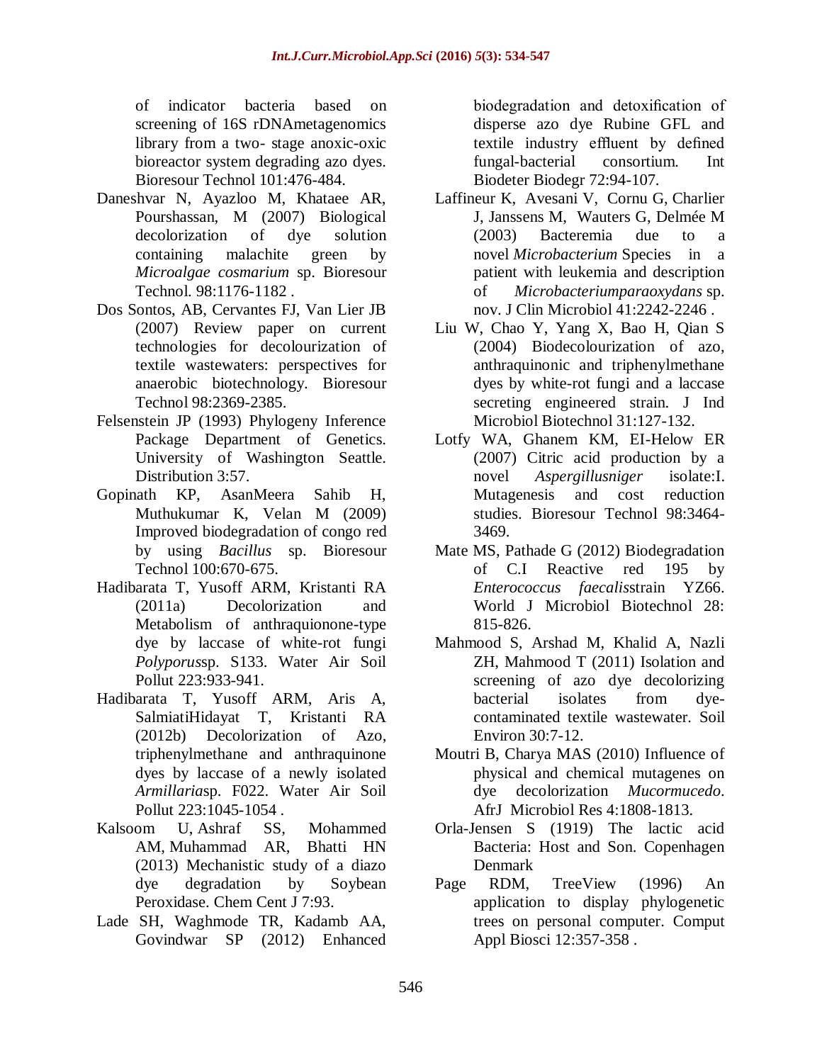of indicator bacteria based on screening of 16S rDNAmetagenomics library from a two- stage anoxic-oxic bioreactor system degrading azo dyes. Bioresour Technol 101:476-484.

Daneshvar N, Ayazloo M, Khataee AR, Pourshassan, M (2007) Biological decolorization of dye solution containing malachite green by *Microalgae cosmarium* sp. Bioresour Technol. 98:1176-1182 .

Dos Sontos, AB, Cervantes FJ, Van Lier JB (2007) Review paper on current technologies for decolourization of textile wastewaters: perspectives for anaerobic biotechnology. Bioresour Technol 98:2369-2385.

Felsenstein JP (1993) Phylogeny Inference Package Department of Genetics. University of Washington Seattle. Distribution 3:57.

Gopinath KP, AsanMeera Sahib H, Muthukumar K, Velan M (2009) Improved biodegradation of congo red by using *Bacillus* sp. Bioresour Technol 100:670-675.

Hadibarata T, Yusoff ARM, Kristanti RA (2011a) Decolorization and Metabolism of anthraquionone-type dye by laccase of white-rot fungi *Polyporus*sp. S133. Water Air Soil Pollut 223:933-941.

Hadibarata T, Yusoff ARM, Aris A, SalmiatiHidayat T, Kristanti RA (2012b) Decolorization of Azo, triphenylmethane and anthraquinone dyes by laccase of a newly isolated *Armillaria*sp. F022. Water Air Soil Pollut 223:1045-1054 .

Kalsoom U, Ashraf SS, Mohammed AM, Muhammad AR, Bhatti HN (2013) Mechanistic study of a diazo dye degradation by Soybean Peroxidase. Chem Cent J 7:93.

Lade SH, Waghmode TR, Kadamb AA, Govindwar SP (2012) Enhanced biodegradation and detoxification of disperse azo dye Rubine GFL and textile industry effluent by defined fungal-bacterial consortium. Int Biodeter Biodegr 72:94-107.

Laffineur K, Avesani V, Cornu G, Charlier J, Janssens M, Wauters G, Delmée M (2003) Bacteremia due to a novel *Microbacterium* Species in a patient with leukemia and description of *Microbacteriumparaoxydans* sp. nov. J Clin Microbiol 41:2242-2246 .

Liu W, Chao Y, Yang X, Bao H, Qian S (2004) Biodecolourization of azo, anthraquinonic and triphenylmethane dyes by white-rot fungi and a laccase secreting engineered strain. J Ind Microbiol Biotechnol 31:127-132.

Lotfy WA, Ghanem KM, EI-Helow ER (2007) Citric acid production by a novel *Aspergillusniger* isolate:I. Mutagenesis and cost reduction studies. Bioresour Technol 98:3464-3469.

Mate MS, Pathade G (2012) Biodegradation of C.I Reactive red 195 by *Enterococcus faecalis*strain YZ66. World J Microbiol Biotechnol 28: 815-826.

Mahmood S, Arshad M, Khalid A, Nazli ZH, Mahmood T (2011) Isolation and screening of azo dye decolorizing bacterial isolates from dye-contaminated textile wastewater. Soil Environ 30:7-12.

Moutri B, Charya MAS (2010) Influence of physical and chemical mutagenes on dye decolorization *Mucormucedo*. AfrJ Microbiol Res 4:1808-1813.

Orla-Jensen S (1919) The lactic acid Bacteria: Host and Son. Copenhagen Denmark

Page RDM, TreeView (1996) An application to display phylogenetic trees on personal computer. Comput Appl Biosci 12:357-358 .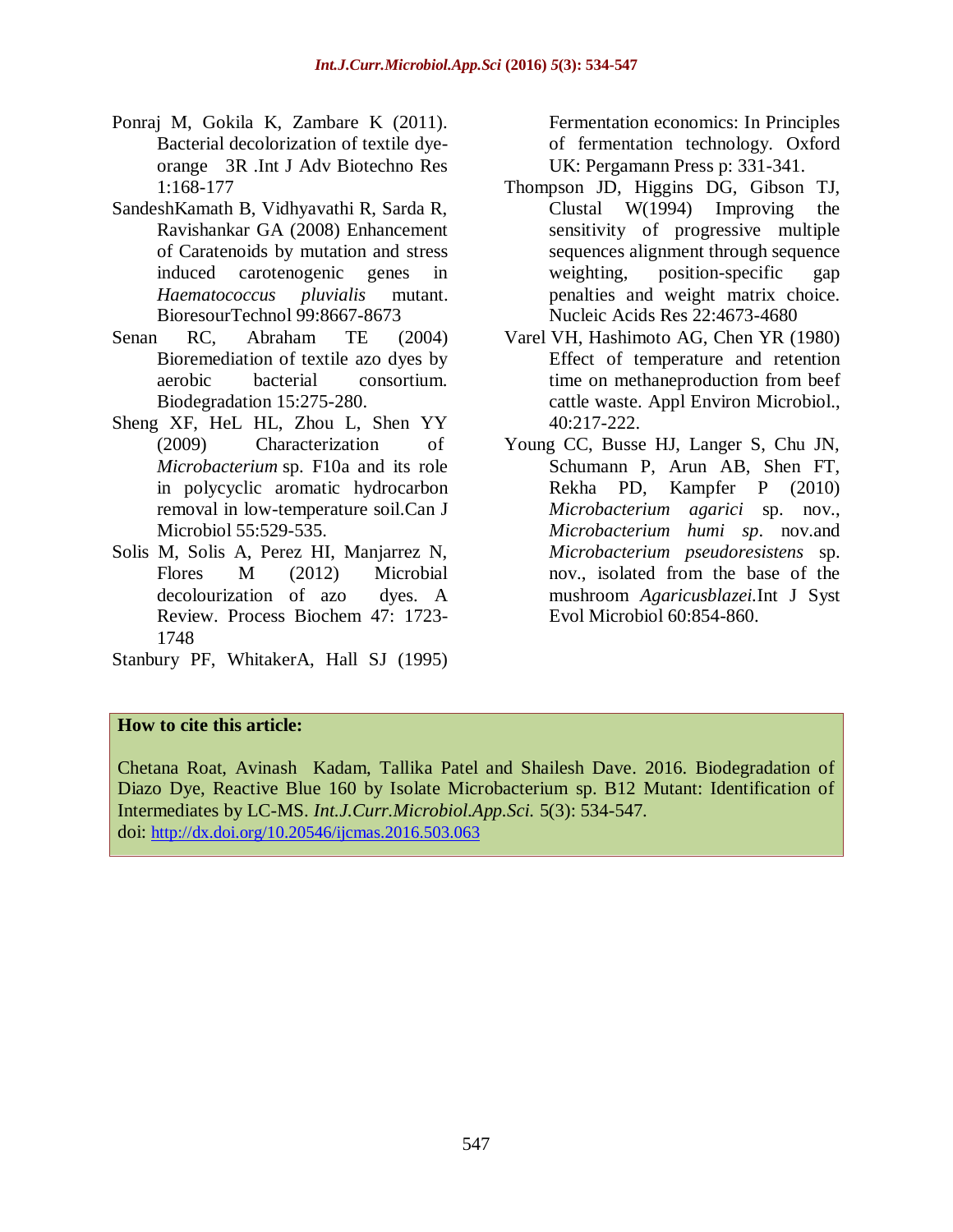Ponraj M, Gokila K, Zambare K (2011). Bacterial decolorization of textile dye-orange 3R .Int J Adv Biotechno Res 1:168-177

SandeshKamath B, Vidhyavathi R, Sarda R, Ravishankar GA (2008) Enhancement of Caratenoids by mutation and stress induced carotenogenic genes in *Haematococcus pluvialis* mutant. BioresourTechnol 99:8667-8673

Senan RC, Abraham TE (2004) Bioremediation of textile azo dyes by aerobic bacterial consortium. Biodegradation 15:275-280.

Sheng XF, HeL HL, Zhou L, Shen YY (2009) Characterization of *Microbacterium* sp. F10a and its role in polycyclic aromatic hydrocarbon removal in low-temperature soil.Can J Microbiol 55:529-535.

Solis M, Solis A, Perez HI, Manjarrez N, Flores M (2012) Microbial decolourization of azo dyes. A Review. Process Biochem 47: 1723-1748

Stanbury PF, WhitakerA, Hall SJ (1995) Fermentation economics: In Principles of fermentation technology. Oxford UK: Pergamann Press p: 331-341.

Thompson JD, Higgins DG, Gibson TJ, Clustal W(1994) Improving the sensitivity of progressive multiple sequences alignment through sequence weighting, position-specific gap penalties and weight matrix choice. Nucleic Acids Res 22:4673-4680

Varel VH, Hashimoto AG, Chen YR (1980) Effect of temperature and retention time on methaneproduction from beef cattle waste. Appl Environ Microbiol., 40:217-222.

Young CC, Busse HJ, Langer S, Chu JN, Schumann P, Arun AB, Shen FT, Rekha PD, Kampfer P (2010) *Microbacterium agarici* sp. nov., *Microbacterium humi sp*. nov.and *Microbacterium pseudoresistens* sp. nov., isolated from the base of the mushroom *Agaricusblazei*.Int J Syst Evol Microbiol 60:854-860.

**How to cite this article:**

Chetana Roat, Avinash Kadam, Tallika Patel and Shailesh Dave. 2016. Biodegradation of Diazo Dye, Reactive Blue 160 by Isolate Microbacterium sp. B12 Mutant: Identification of Intermediates by LC-MS. *Int.J.Curr.Microbiol.App.Sci.* 5(3): 534-547.
doi: http://dx.doi.org/10.20546/ijcmas.2016.503.063